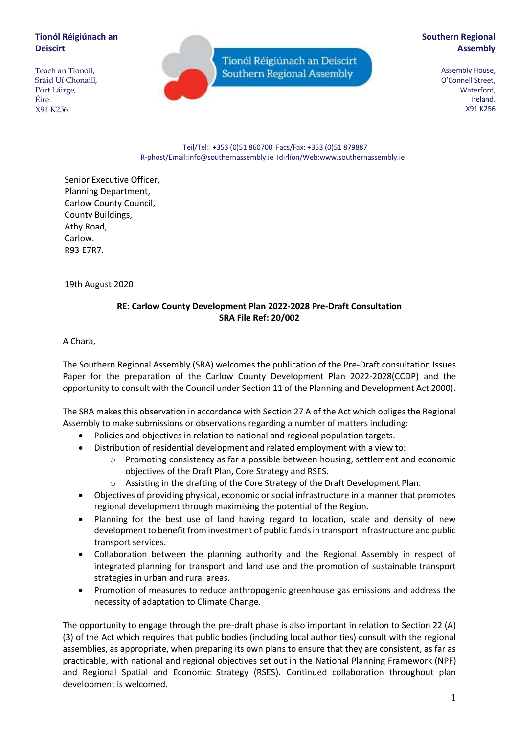**Tionól Réigiúnach an Deiscirt**

Teach an Tionóil,
Sráid Uí Chonaill,
Port Láirge,
Éire.
X91 K256

Tionól Réigiúnach an Deiscirt
Southern Regional Assembly

**Southern Regional Assembly**

Assembly House,
O'Connell Street,
Waterford,
Ireland.
X91 K256

Teil/Tel: +353 (0)51 860700 Facs/Fax: +353 (0)51 879887
R-phost/Email:info@southernassembly.ie Idirlíon/Web:www.southernassembly.ie

Senior Executive Officer,
Planning Department,
Carlow County Council,
County Buildings,
Athy Road,
Carlow.
R93 E7R7.

19th August 2020

**RE: Carlow County Development Plan 2022-2028 Pre-Draft Consultation**
**SRA File Ref: 20/002**

A Chara,

The Southern Regional Assembly (SRA) welcomes the publication of the Pre-Draft consultation Issues Paper for the preparation of the Carlow County Development Plan 2022-2028(CCDP) and the opportunity to consult with the Council under Section 11 of the Planning and Development Act 2000).

The SRA makes this observation in accordance with Section 27 A of the Act which obliges the Regional Assembly to make submissions or observations regarding a number of matters including:

- Policies and objectives in relation to national and regional population targets.
- Distribution of residential development and related employment with a view to:
  - Promoting consistency as far a possible between housing, settlement and economic objectives of the Draft Plan, Core Strategy and RSES.
  - Assisting in the drafting of the Core Strategy of the Draft Development Plan.
- Objectives of providing physical, economic or social infrastructure in a manner that promotes regional development through maximising the potential of the Region.
- Planning for the best use of land having regard to location, scale and density of new development to benefit from investment of public funds in transport infrastructure and public transport services.
- Collaboration between the planning authority and the Regional Assembly in respect of integrated planning for transport and land use and the promotion of sustainable transport strategies in urban and rural areas.
- Promotion of measures to reduce anthropogenic greenhouse gas emissions and address the necessity of adaptation to Climate Change.

The opportunity to engage through the pre-draft phase is also important in relation to Section 22 (A) (3) of the Act which requires that public bodies (including local authorities) consult with the regional assemblies, as appropriate, when preparing its own plans to ensure that they are consistent, as far as practicable, with national and regional objectives set out in the National Planning Framework (NPF) and Regional Spatial and Economic Strategy (RSES). Continued collaboration throughout plan development is welcomed.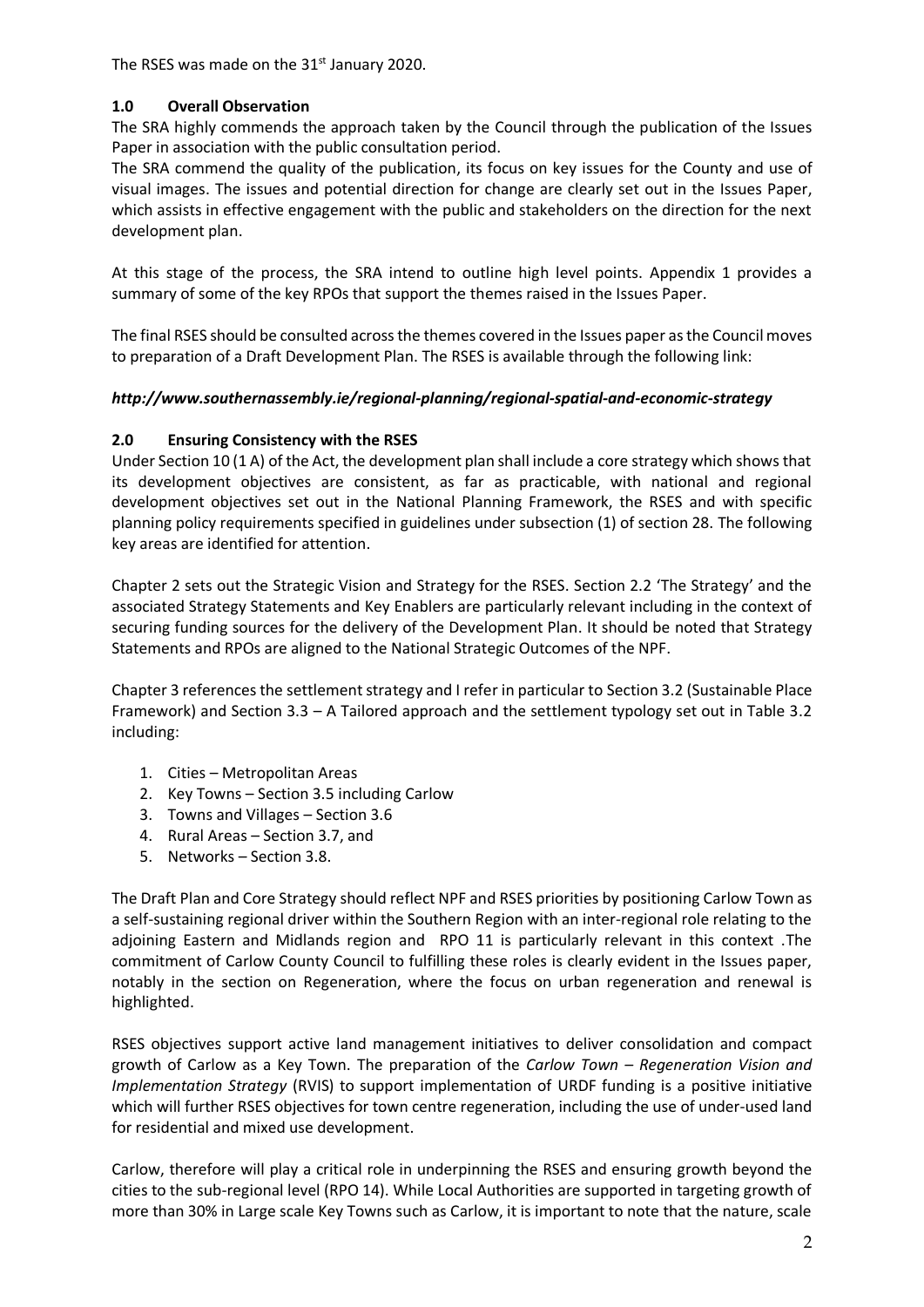The RSES was made on the 31st January 2020.

## 1.0 Overall Observation

The SRA highly commends the approach taken by the Council through the publication of the Issues Paper in association with the public consultation period.

The SRA commend the quality of the publication, its focus on key issues for the County and use of visual images. The issues and potential direction for change are clearly set out in the Issues Paper, which assists in effective engagement with the public and stakeholders on the direction for the next development plan.

At this stage of the process, the SRA intend to outline high level points. Appendix 1 provides a summary of some of the key RPOs that support the themes raised in the Issues Paper.

The final RSES should be consulted across the themes covered in the Issues paper as the Council moves to preparation of a Draft Development Plan. The RSES is available through the following link:

***http://www.southernassembly.ie/regional-planning/regional-spatial-and-economic-strategy***

## 2.0 Ensuring Consistency with the RSES

Under Section 10 (1 A) of the Act, the development plan shall include a core strategy which shows that its development objectives are consistent, as far as practicable, with national and regional development objectives set out in the National Planning Framework, the RSES and with specific planning policy requirements specified in guidelines under subsection (1) of section 28. The following key areas are identified for attention.

Chapter 2 sets out the Strategic Vision and Strategy for the RSES. Section 2.2 'The Strategy' and the associated Strategy Statements and Key Enablers are particularly relevant including in the context of securing funding sources for the delivery of the Development Plan. It should be noted that Strategy Statements and RPOs are aligned to the National Strategic Outcomes of the NPF.

Chapter 3 references the settlement strategy and I refer in particular to Section 3.2 (Sustainable Place Framework) and Section 3.3 – A Tailored approach and the settlement typology set out in Table 3.2 including:

1. Cities – Metropolitan Areas
2. Key Towns – Section 3.5 including Carlow
3. Towns and Villages – Section 3.6
4. Rural Areas – Section 3.7, and
5. Networks – Section 3.8.

The Draft Plan and Core Strategy should reflect NPF and RSES priorities by positioning Carlow Town as a self-sustaining regional driver within the Southern Region with an inter-regional role relating to the adjoining Eastern and Midlands region and RPO 11 is particularly relevant in this context .The commitment of Carlow County Council to fulfilling these roles is clearly evident in the Issues paper, notably in the section on Regeneration, where the focus on urban regeneration and renewal is highlighted.

RSES objectives support active land management initiatives to deliver consolidation and compact growth of Carlow as a Key Town. The preparation of the *Carlow Town – Regeneration Vision and Implementation Strategy* (RVIS) to support implementation of URDF funding is a positive initiative which will further RSES objectives for town centre regeneration, including the use of under-used land for residential and mixed use development.

Carlow, therefore will play a critical role in underpinning the RSES and ensuring growth beyond the cities to the sub-regional level (RPO 14). While Local Authorities are supported in targeting growth of more than 30% in Large scale Key Towns such as Carlow, it is important to note that the nature, scale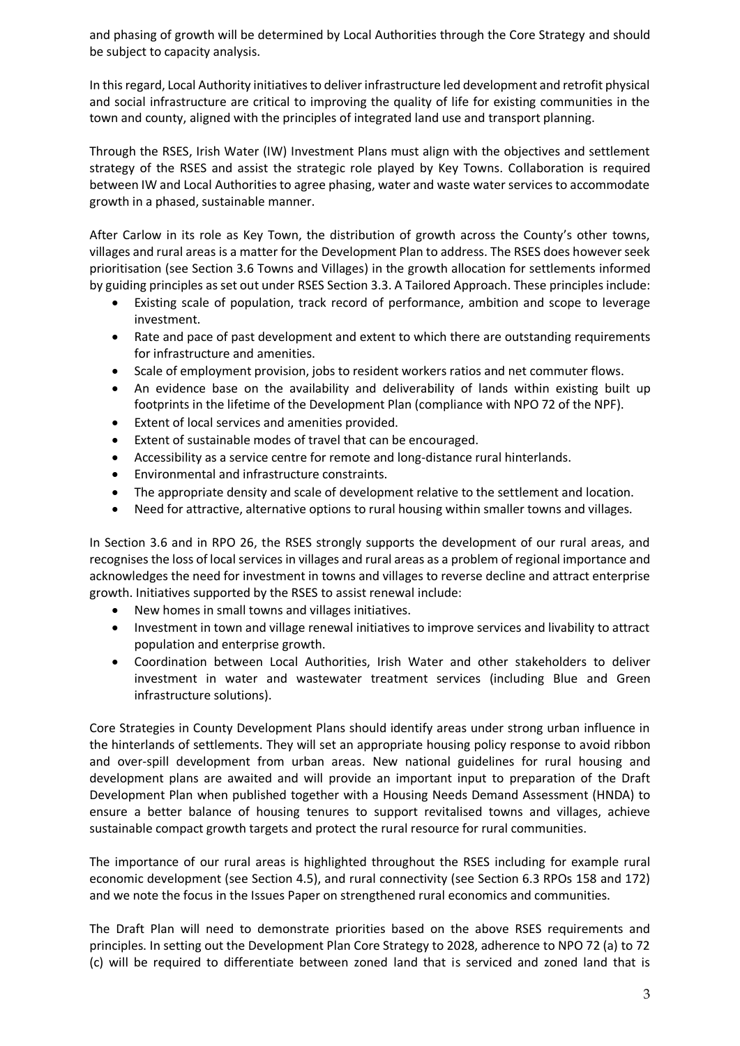and phasing of growth will be determined by Local Authorities through the Core Strategy and should be subject to capacity analysis.

In this regard, Local Authority initiatives to deliver infrastructure led development and retrofit physical and social infrastructure are critical to improving the quality of life for existing communities in the town and county, aligned with the principles of integrated land use and transport planning.

Through the RSES, Irish Water (IW) Investment Plans must align with the objectives and settlement strategy of the RSES and assist the strategic role played by Key Towns. Collaboration is required between IW and Local Authorities to agree phasing, water and waste water services to accommodate growth in a phased, sustainable manner.

After Carlow in its role as Key Town, the distribution of growth across the County's other towns, villages and rural areas is a matter for the Development Plan to address. The RSES does however seek prioritisation (see Section 3.6 Towns and Villages) in the growth allocation for settlements informed by guiding principles as set out under RSES Section 3.3. A Tailored Approach. These principles include:

- Existing scale of population, track record of performance, ambition and scope to leverage investment.
- Rate and pace of past development and extent to which there are outstanding requirements for infrastructure and amenities.
- Scale of employment provision, jobs to resident workers ratios and net commuter flows.
- An evidence base on the availability and deliverability of lands within existing built up footprints in the lifetime of the Development Plan (compliance with NPO 72 of the NPF).
- Extent of local services and amenities provided.
- Extent of sustainable modes of travel that can be encouraged.
- Accessibility as a service centre for remote and long-distance rural hinterlands.
- Environmental and infrastructure constraints.
- The appropriate density and scale of development relative to the settlement and location.
- Need for attractive, alternative options to rural housing within smaller towns and villages.

In Section 3.6 and in RPO 26, the RSES strongly supports the development of our rural areas, and recognises the loss of local services in villages and rural areas as a problem of regional importance and acknowledges the need for investment in towns and villages to reverse decline and attract enterprise growth. Initiatives supported by the RSES to assist renewal include:

- New homes in small towns and villages initiatives.
- Investment in town and village renewal initiatives to improve services and livability to attract population and enterprise growth.
- Coordination between Local Authorities, Irish Water and other stakeholders to deliver investment in water and wastewater treatment services (including Blue and Green infrastructure solutions).

Core Strategies in County Development Plans should identify areas under strong urban influence in the hinterlands of settlements. They will set an appropriate housing policy response to avoid ribbon and over-spill development from urban areas. New national guidelines for rural housing and development plans are awaited and will provide an important input to preparation of the Draft Development Plan when published together with a Housing Needs Demand Assessment (HNDA) to ensure a better balance of housing tenures to support revitalised towns and villages, achieve sustainable compact growth targets and protect the rural resource for rural communities.

The importance of our rural areas is highlighted throughout the RSES including for example rural economic development (see Section 4.5), and rural connectivity (see Section 6.3 RPOs 158 and 172) and we note the focus in the Issues Paper on strengthened rural economics and communities.

The Draft Plan will need to demonstrate priorities based on the above RSES requirements and principles. In setting out the Development Plan Core Strategy to 2028, adherence to NPO 72 (a) to 72 (c) will be required to differentiate between zoned land that is serviced and zoned land that is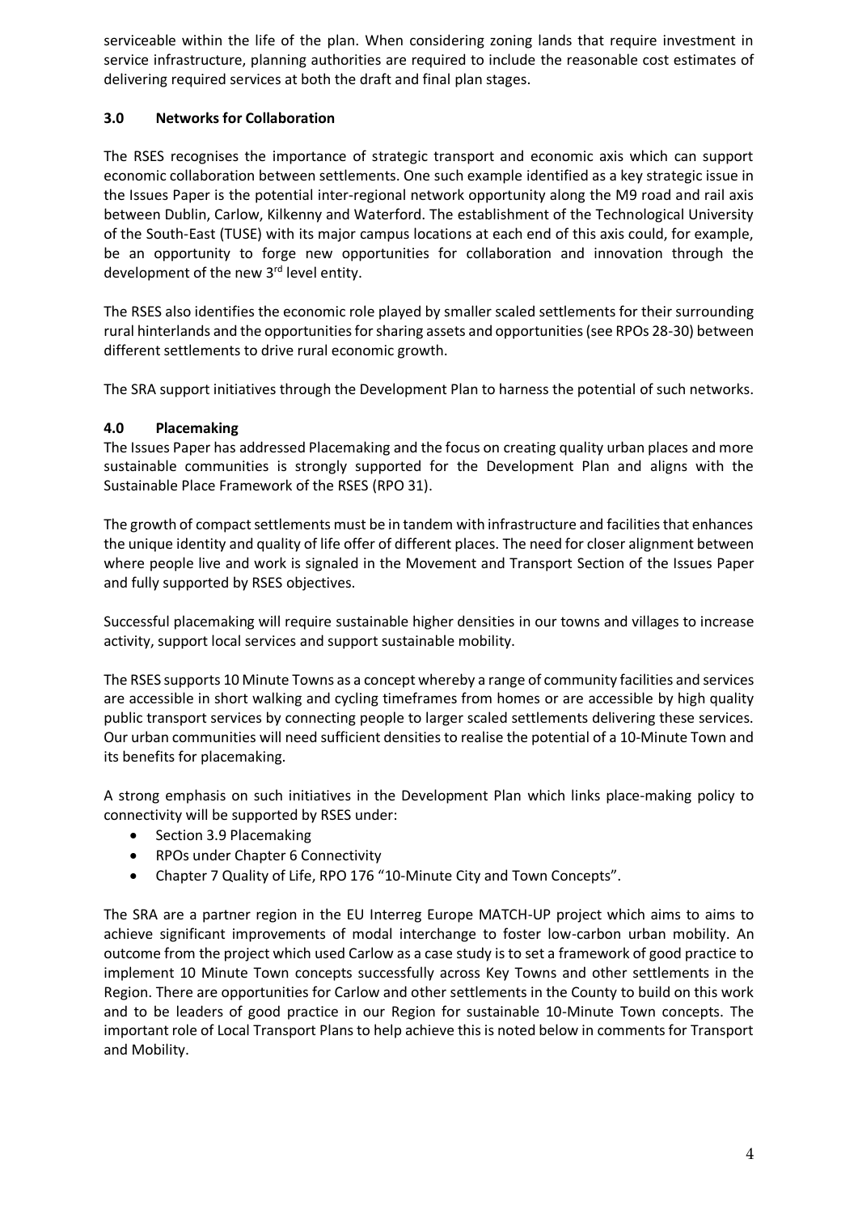serviceable within the life of the plan. When considering zoning lands that require investment in service infrastructure, planning authorities are required to include the reasonable cost estimates of delivering required services at both the draft and final plan stages.

## 3.0 Networks for Collaboration

The RSES recognises the importance of strategic transport and economic axis which can support economic collaboration between settlements. One such example identified as a key strategic issue in the Issues Paper is the potential inter-regional network opportunity along the M9 road and rail axis between Dublin, Carlow, Kilkenny and Waterford. The establishment of the Technological University of the South-East (TUSE) with its major campus locations at each end of this axis could, for example, be an opportunity to forge new opportunities for collaboration and innovation through the development of the new 3rd level entity.

The RSES also identifies the economic role played by smaller scaled settlements for their surrounding rural hinterlands and the opportunities for sharing assets and opportunities (see RPOs 28-30) between different settlements to drive rural economic growth.

The SRA support initiatives through the Development Plan to harness the potential of such networks.

## 4.0 Placemaking

The Issues Paper has addressed Placemaking and the focus on creating quality urban places and more sustainable communities is strongly supported for the Development Plan and aligns with the Sustainable Place Framework of the RSES (RPO 31).

The growth of compact settlements must be in tandem with infrastructure and facilities that enhances the unique identity and quality of life offer of different places. The need for closer alignment between where people live and work is signaled in the Movement and Transport Section of the Issues Paper and fully supported by RSES objectives.

Successful placemaking will require sustainable higher densities in our towns and villages to increase activity, support local services and support sustainable mobility.

The RSES supports 10 Minute Towns as a concept whereby a range of community facilities and services are accessible in short walking and cycling timeframes from homes or are accessible by high quality public transport services by connecting people to larger scaled settlements delivering these services. Our urban communities will need sufficient densities to realise the potential of a 10-Minute Town and its benefits for placemaking.

A strong emphasis on such initiatives in the Development Plan which links place-making policy to connectivity will be supported by RSES under:

- Section 3.9 Placemaking
- RPOs under Chapter 6 Connectivity
- Chapter 7 Quality of Life, RPO 176 "10-Minute City and Town Concepts".

The SRA are a partner region in the EU Interreg Europe MATCH-UP project which aims to aims to achieve significant improvements of modal interchange to foster low-carbon urban mobility. An outcome from the project which used Carlow as a case study is to set a framework of good practice to implement 10 Minute Town concepts successfully across Key Towns and other settlements in the Region. There are opportunities for Carlow and other settlements in the County to build on this work and to be leaders of good practice in our Region for sustainable 10-Minute Town concepts. The important role of Local Transport Plans to help achieve this is noted below in comments for Transport and Mobility.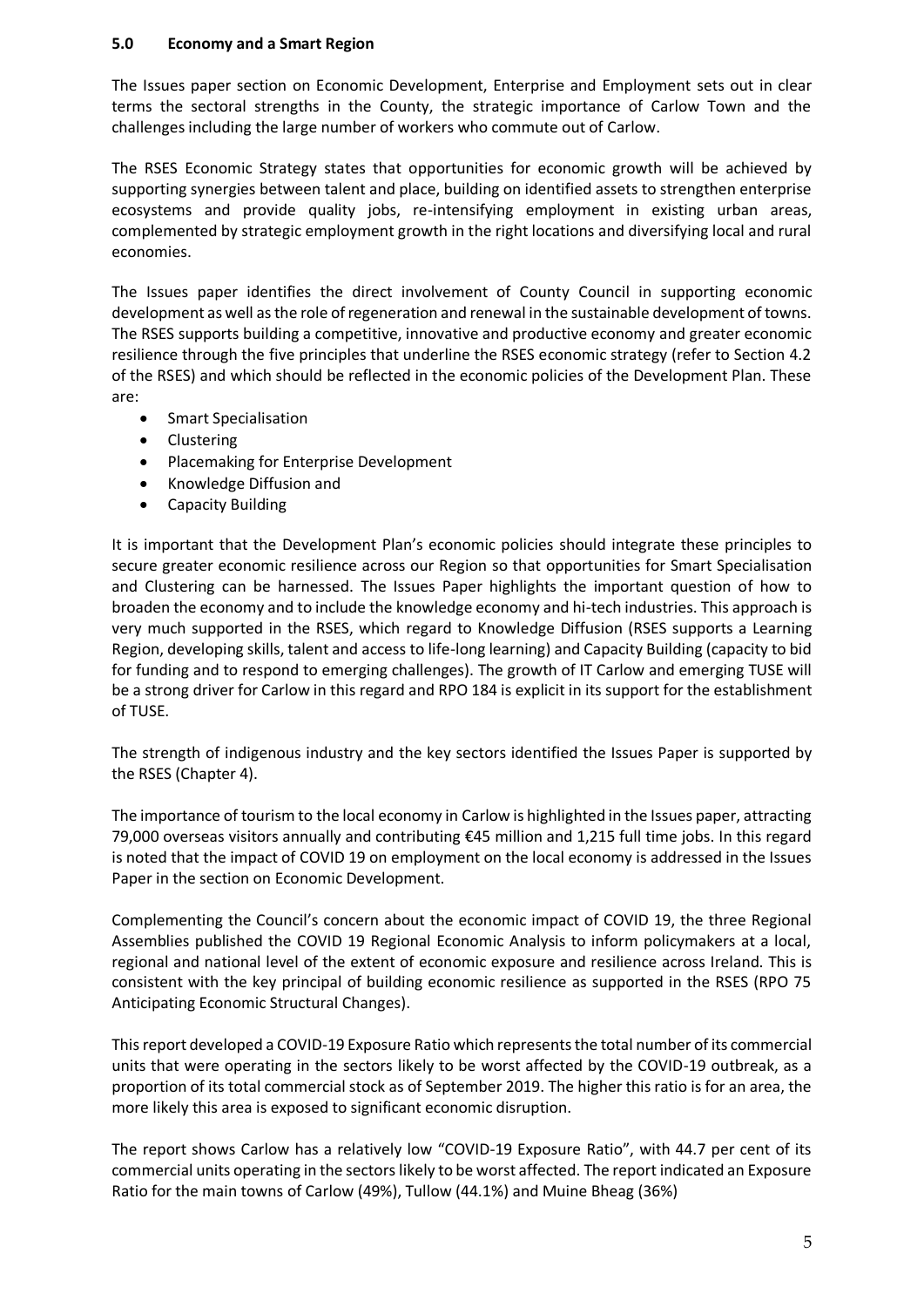## 5.0 Economy and a Smart Region

The Issues paper section on Economic Development, Enterprise and Employment sets out in clear terms the sectoral strengths in the County, the strategic importance of Carlow Town and the challenges including the large number of workers who commute out of Carlow.

The RSES Economic Strategy states that opportunities for economic growth will be achieved by supporting synergies between talent and place, building on identified assets to strengthen enterprise ecosystems and provide quality jobs, re-intensifying employment in existing urban areas, complemented by strategic employment growth in the right locations and diversifying local and rural economies.

The Issues paper identifies the direct involvement of County Council in supporting economic development as well as the role of regeneration and renewal in the sustainable development of towns. The RSES supports building a competitive, innovative and productive economy and greater economic resilience through the five principles that underline the RSES economic strategy (refer to Section 4.2 of the RSES) and which should be reflected in the economic policies of the Development Plan. These are:

- Smart Specialisation
- Clustering
- Placemaking for Enterprise Development
- Knowledge Diffusion and
- Capacity Building

It is important that the Development Plan's economic policies should integrate these principles to secure greater economic resilience across our Region so that opportunities for Smart Specialisation and Clustering can be harnessed. The Issues Paper highlights the important question of how to broaden the economy and to include the knowledge economy and hi-tech industries. This approach is very much supported in the RSES, which regard to Knowledge Diffusion (RSES supports a Learning Region, developing skills, talent and access to life-long learning) and Capacity Building (capacity to bid for funding and to respond to emerging challenges). The growth of IT Carlow and emerging TUSE will be a strong driver for Carlow in this regard and RPO 184 is explicit in its support for the establishment of TUSE.

The strength of indigenous industry and the key sectors identified the Issues Paper is supported by the RSES (Chapter 4).

The importance of tourism to the local economy in Carlow is highlighted in the Issues paper, attracting 79,000 overseas visitors annually and contributing €45 million and 1,215 full time jobs. In this regard is noted that the impact of COVID 19 on employment on the local economy is addressed in the Issues Paper in the section on Economic Development.

Complementing the Council's concern about the economic impact of COVID 19, the three Regional Assemblies published the COVID 19 Regional Economic Analysis to inform policymakers at a local, regional and national level of the extent of economic exposure and resilience across Ireland. This is consistent with the key principal of building economic resilience as supported in the RSES (RPO 75 Anticipating Economic Structural Changes).

This report developed a COVID-19 Exposure Ratio which represents the total number of its commercial units that were operating in the sectors likely to be worst affected by the COVID-19 outbreak, as a proportion of its total commercial stock as of September 2019. The higher this ratio is for an area, the more likely this area is exposed to significant economic disruption.

The report shows Carlow has a relatively low "COVID-19 Exposure Ratio", with 44.7 per cent of its commercial units operating in the sectors likely to be worst affected. The report indicated an Exposure Ratio for the main towns of Carlow (49%), Tullow (44.1%) and Muine Bheag (36%)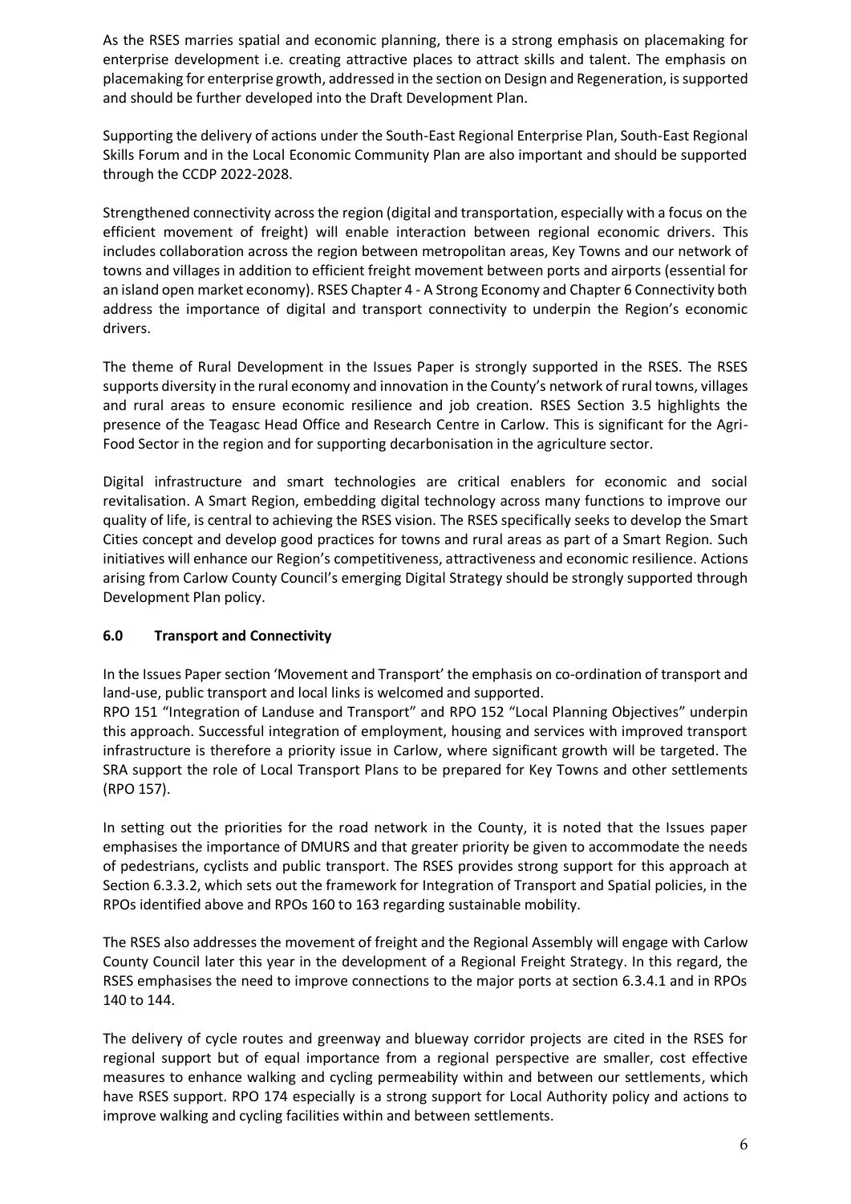As the RSES marries spatial and economic planning, there is a strong emphasis on placemaking for enterprise development i.e. creating attractive places to attract skills and talent. The emphasis on placemaking for enterprise growth, addressed in the section on Design and Regeneration, is supported and should be further developed into the Draft Development Plan.

Supporting the delivery of actions under the South-East Regional Enterprise Plan, South-East Regional Skills Forum and in the Local Economic Community Plan are also important and should be supported through the CCDP 2022-2028.

Strengthened connectivity across the region (digital and transportation, especially with a focus on the efficient movement of freight) will enable interaction between regional economic drivers. This includes collaboration across the region between metropolitan areas, Key Towns and our network of towns and villages in addition to efficient freight movement between ports and airports (essential for an island open market economy). RSES Chapter 4 - A Strong Economy and Chapter 6 Connectivity both address the importance of digital and transport connectivity to underpin the Region's economic drivers.

The theme of Rural Development in the Issues Paper is strongly supported in the RSES. The RSES supports diversity in the rural economy and innovation in the County's network of rural towns, villages and rural areas to ensure economic resilience and job creation. RSES Section 3.5 highlights the presence of the Teagasc Head Office and Research Centre in Carlow. This is significant for the Agri-Food Sector in the region and for supporting decarbonisation in the agriculture sector.

Digital infrastructure and smart technologies are critical enablers for economic and social revitalisation. A Smart Region, embedding digital technology across many functions to improve our quality of life, is central to achieving the RSES vision. The RSES specifically seeks to develop the Smart Cities concept and develop good practices for towns and rural areas as part of a Smart Region. Such initiatives will enhance our Region's competitiveness, attractiveness and economic resilience. Actions arising from Carlow County Council's emerging Digital Strategy should be strongly supported through Development Plan policy.

## 6.0 Transport and Connectivity

In the Issues Paper section 'Movement and Transport' the emphasis on co-ordination of transport and land-use, public transport and local links is welcomed and supported.
RPO 151 "Integration of Landuse and Transport" and RPO 152 "Local Planning Objectives" underpin this approach. Successful integration of employment, housing and services with improved transport infrastructure is therefore a priority issue in Carlow, where significant growth will be targeted. The SRA support the role of Local Transport Plans to be prepared for Key Towns and other settlements (RPO 157).

In setting out the priorities for the road network in the County, it is noted that the Issues paper emphasises the importance of DMURS and that greater priority be given to accommodate the needs of pedestrians, cyclists and public transport. The RSES provides strong support for this approach at Section 6.3.3.2, which sets out the framework for Integration of Transport and Spatial policies, in the RPOs identified above and RPOs 160 to 163 regarding sustainable mobility.

The RSES also addresses the movement of freight and the Regional Assembly will engage with Carlow County Council later this year in the development of a Regional Freight Strategy. In this regard, the RSES emphasises the need to improve connections to the major ports at section 6.3.4.1 and in RPOs 140 to 144.

The delivery of cycle routes and greenway and blueway corridor projects are cited in the RSES for regional support but of equal importance from a regional perspective are smaller, cost effective measures to enhance walking and cycling permeability within and between our settlements, which have RSES support. RPO 174 especially is a strong support for Local Authority policy and actions to improve walking and cycling facilities within and between settlements.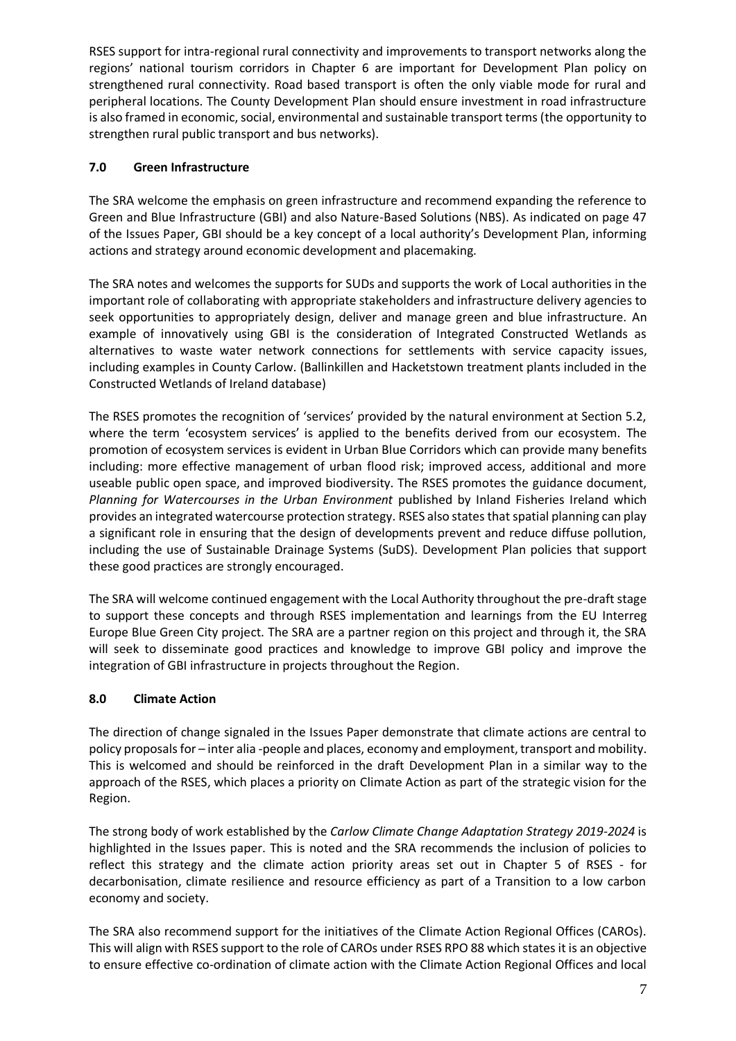RSES support for intra-regional rural connectivity and improvements to transport networks along the regions' national tourism corridors in Chapter 6 are important for Development Plan policy on strengthened rural connectivity. Road based transport is often the only viable mode for rural and peripheral locations. The County Development Plan should ensure investment in road infrastructure is also framed in economic, social, environmental and sustainable transport terms (the opportunity to strengthen rural public transport and bus networks).

## 7.0 Green Infrastructure

The SRA welcome the emphasis on green infrastructure and recommend expanding the reference to Green and Blue Infrastructure (GBI) and also Nature-Based Solutions (NBS). As indicated on page 47 of the Issues Paper, GBI should be a key concept of a local authority's Development Plan, informing actions and strategy around economic development and placemaking.

The SRA notes and welcomes the supports for SUDs and supports the work of Local authorities in the important role of collaborating with appropriate stakeholders and infrastructure delivery agencies to seek opportunities to appropriately design, deliver and manage green and blue infrastructure. An example of innovatively using GBI is the consideration of Integrated Constructed Wetlands as alternatives to waste water network connections for settlements with service capacity issues, including examples in County Carlow. (Ballinkillen and Hacketstown treatment plants included in the Constructed Wetlands of Ireland database)

The RSES promotes the recognition of 'services' provided by the natural environment at Section 5.2, where the term 'ecosystem services' is applied to the benefits derived from our ecosystem. The promotion of ecosystem services is evident in Urban Blue Corridors which can provide many benefits including: more effective management of urban flood risk; improved access, additional and more useable public open space, and improved biodiversity. The RSES promotes the guidance document, *Planning for Watercourses in the Urban Environment* published by Inland Fisheries Ireland which provides an integrated watercourse protection strategy. RSES also states that spatial planning can play a significant role in ensuring that the design of developments prevent and reduce diffuse pollution, including the use of Sustainable Drainage Systems (SuDS). Development Plan policies that support these good practices are strongly encouraged.

The SRA will welcome continued engagement with the Local Authority throughout the pre-draft stage to support these concepts and through RSES implementation and learnings from the EU Interreg Europe Blue Green City project. The SRA are a partner region on this project and through it, the SRA will seek to disseminate good practices and knowledge to improve GBI policy and improve the integration of GBI infrastructure in projects throughout the Region.

## 8.0 Climate Action

The direction of change signaled in the Issues Paper demonstrate that climate actions are central to policy proposals for – inter alia -people and places, economy and employment, transport and mobility. This is welcomed and should be reinforced in the draft Development Plan in a similar way to the approach of the RSES, which places a priority on Climate Action as part of the strategic vision for the Region.

The strong body of work established by the *Carlow Climate Change Adaptation Strategy 2019-2024* is highlighted in the Issues paper. This is noted and the SRA recommends the inclusion of policies to reflect this strategy and the climate action priority areas set out in Chapter 5 of RSES - for decarbonisation, climate resilience and resource efficiency as part of a Transition to a low carbon economy and society.

The SRA also recommend support for the initiatives of the Climate Action Regional Offices (CAROs). This will align with RSES support to the role of CAROs under RSES RPO 88 which states it is an objective to ensure effective co-ordination of climate action with the Climate Action Regional Offices and local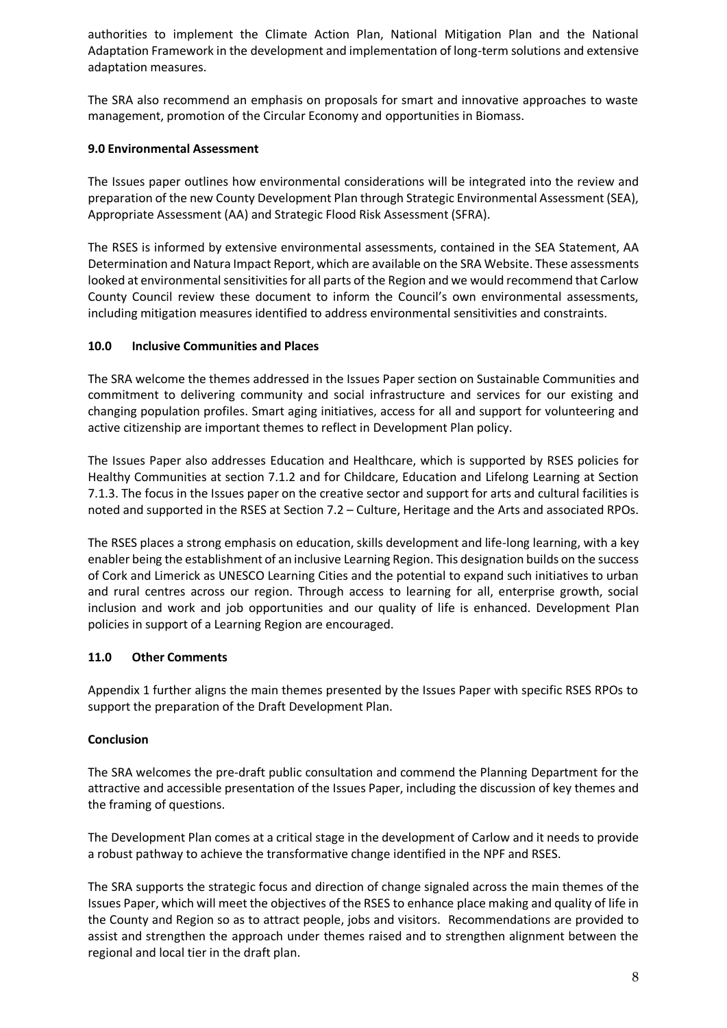authorities to implement the Climate Action Plan, National Mitigation Plan and the National Adaptation Framework in the development and implementation of long-term solutions and extensive adaptation measures.

The SRA also recommend an emphasis on proposals for smart and innovative approaches to waste management, promotion of the Circular Economy and opportunities in Biomass.

## 9.0 Environmental Assessment

The Issues paper outlines how environmental considerations will be integrated into the review and preparation of the new County Development Plan through Strategic Environmental Assessment (SEA), Appropriate Assessment (AA) and Strategic Flood Risk Assessment (SFRA).

The RSES is informed by extensive environmental assessments, contained in the SEA Statement, AA Determination and Natura Impact Report, which are available on the SRA Website. These assessments looked at environmental sensitivities for all parts of the Region and we would recommend that Carlow County Council review these document to inform the Council's own environmental assessments, including mitigation measures identified to address environmental sensitivities and constraints.

## 10.0 Inclusive Communities and Places

The SRA welcome the themes addressed in the Issues Paper section on Sustainable Communities and commitment to delivering community and social infrastructure and services for our existing and changing population profiles. Smart aging initiatives, access for all and support for volunteering and active citizenship are important themes to reflect in Development Plan policy.

The Issues Paper also addresses Education and Healthcare, which is supported by RSES policies for Healthy Communities at section 7.1.2 and for Childcare, Education and Lifelong Learning at Section 7.1.3. The focus in the Issues paper on the creative sector and support for arts and cultural facilities is noted and supported in the RSES at Section 7.2 – Culture, Heritage and the Arts and associated RPOs.

The RSES places a strong emphasis on education, skills development and life-long learning, with a key enabler being the establishment of an inclusive Learning Region. This designation builds on the success of Cork and Limerick as UNESCO Learning Cities and the potential to expand such initiatives to urban and rural centres across our region. Through access to learning for all, enterprise growth, social inclusion and work and job opportunities and our quality of life is enhanced. Development Plan policies in support of a Learning Region are encouraged.

## 11.0 Other Comments

Appendix 1 further aligns the main themes presented by the Issues Paper with specific RSES RPOs to support the preparation of the Draft Development Plan.

## Conclusion

The SRA welcomes the pre-draft public consultation and commend the Planning Department for the attractive and accessible presentation of the Issues Paper, including the discussion of key themes and the framing of questions.

The Development Plan comes at a critical stage in the development of Carlow and it needs to provide a robust pathway to achieve the transformative change identified in the NPF and RSES.

The SRA supports the strategic focus and direction of change signaled across the main themes of the Issues Paper, which will meet the objectives of the RSES to enhance place making and quality of life in the County and Region so as to attract people, jobs and visitors. Recommendations are provided to assist and strengthen the approach under themes raised and to strengthen alignment between the regional and local tier in the draft plan.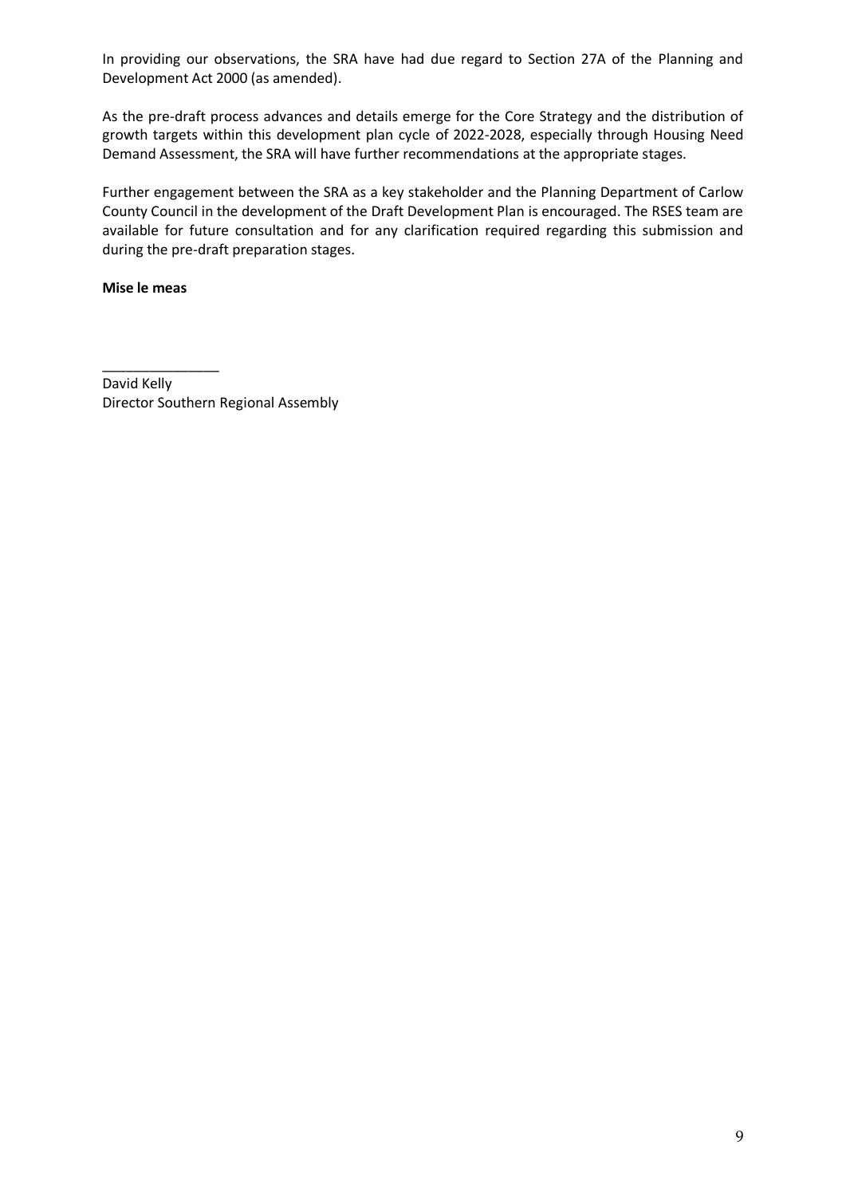In providing our observations, the SRA have had due regard to Section 27A of the Planning and Development Act 2000 (as amended).

As the pre-draft process advances and details emerge for the Core Strategy and the distribution of growth targets within this development plan cycle of 2022-2028, especially through Housing Need Demand Assessment, the SRA will have further recommendations at the appropriate stages.

Further engagement between the SRA as a key stakeholder and the Planning Department of Carlow County Council in the development of the Draft Development Plan is encouraged. The RSES team are available for future consultation and for any clarification required regarding this submission and during the pre-draft preparation stages.

**Mise le meas**

_______________

David Kelly
Director Southern Regional Assembly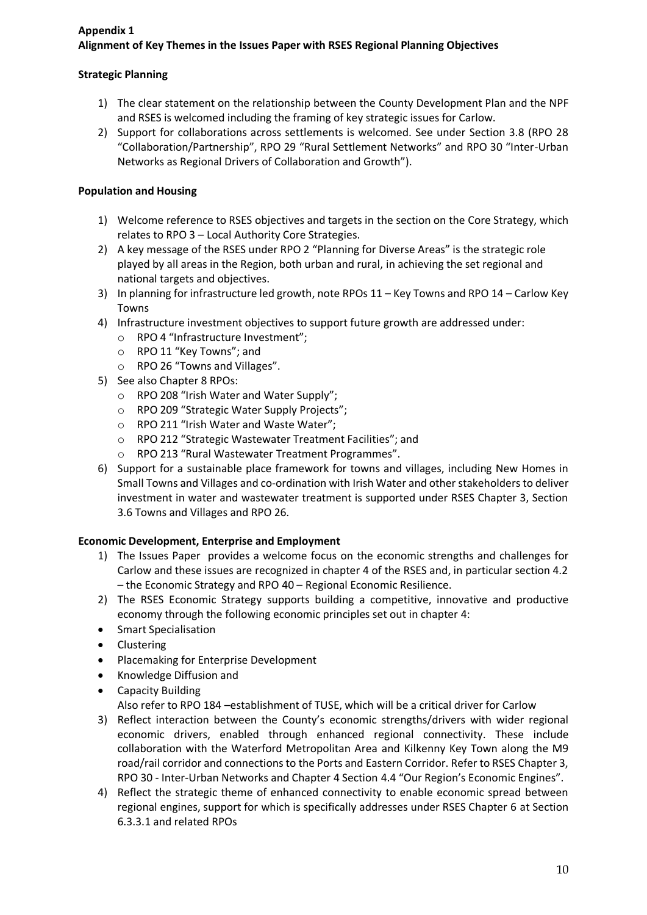**Appendix 1**
**Alignment of Key Themes in the Issues Paper with RSES Regional Planning Objectives**

**Strategic Planning**

1) The clear statement on the relationship between the County Development Plan and the NPF and RSES is welcomed including the framing of key strategic issues for Carlow.
2) Support for collaborations across settlements is welcomed. See under Section 3.8 (RPO 28 "Collaboration/Partnership", RPO 29 "Rural Settlement Networks" and RPO 30 "Inter-Urban Networks as Regional Drivers of Collaboration and Growth").

**Population and Housing**

1) Welcome reference to RSES objectives and targets in the section on the Core Strategy, which relates to RPO 3 – Local Authority Core Strategies.
2) A key message of the RSES under RPO 2 "Planning for Diverse Areas" is the strategic role played by all areas in the Region, both urban and rural, in achieving the set regional and national targets and objectives.
3) In planning for infrastructure led growth, note RPOs 11 – Key Towns and RPO 14 – Carlow Key Towns
4) Infrastructure investment objectives to support future growth are addressed under:
   - RPO 4 "Infrastructure Investment";
   - RPO 11 "Key Towns"; and
   - RPO 26 "Towns and Villages".
5) See also Chapter 8 RPOs:
   - RPO 208 "Irish Water and Water Supply";
   - RPO 209 "Strategic Water Supply Projects";
   - RPO 211 "Irish Water and Waste Water";
   - RPO 212 "Strategic Wastewater Treatment Facilities"; and
   - RPO 213 "Rural Wastewater Treatment Programmes".
6) Support for a sustainable place framework for towns and villages, including New Homes in Small Towns and Villages and co-ordination with Irish Water and other stakeholders to deliver investment in water and wastewater treatment is supported under RSES Chapter 3, Section 3.6 Towns and Villages and RPO 26.

**Economic Development, Enterprise and Employment**

1) The Issues Paper provides a welcome focus on the economic strengths and challenges for Carlow and these issues are recognized in chapter 4 of the RSES and, in particular section 4.2 – the Economic Strategy and RPO 40 – Regional Economic Resilience.
2) The RSES Economic Strategy supports building a competitive, innovative and productive economy through the following economic principles set out in chapter 4:

- Smart Specialisation
- Clustering
- Placemaking for Enterprise Development
- Knowledge Diffusion and
- Capacity Building

   Also refer to RPO 184 –establishment of TUSE, which will be a critical driver for Carlow

3) Reflect interaction between the County's economic strengths/drivers with wider regional economic drivers, enabled through enhanced regional connectivity. These include collaboration with the Waterford Metropolitan Area and Kilkenny Key Town along the M9 road/rail corridor and connections to the Ports and Eastern Corridor. Refer to RSES Chapter 3, RPO 30 - Inter-Urban Networks and Chapter 4 Section 4.4 "Our Region's Economic Engines".
4) Reflect the strategic theme of enhanced connectivity to enable economic spread between regional engines, support for which is specifically addresses under RSES Chapter 6 at Section 6.3.3.1 and related RPOs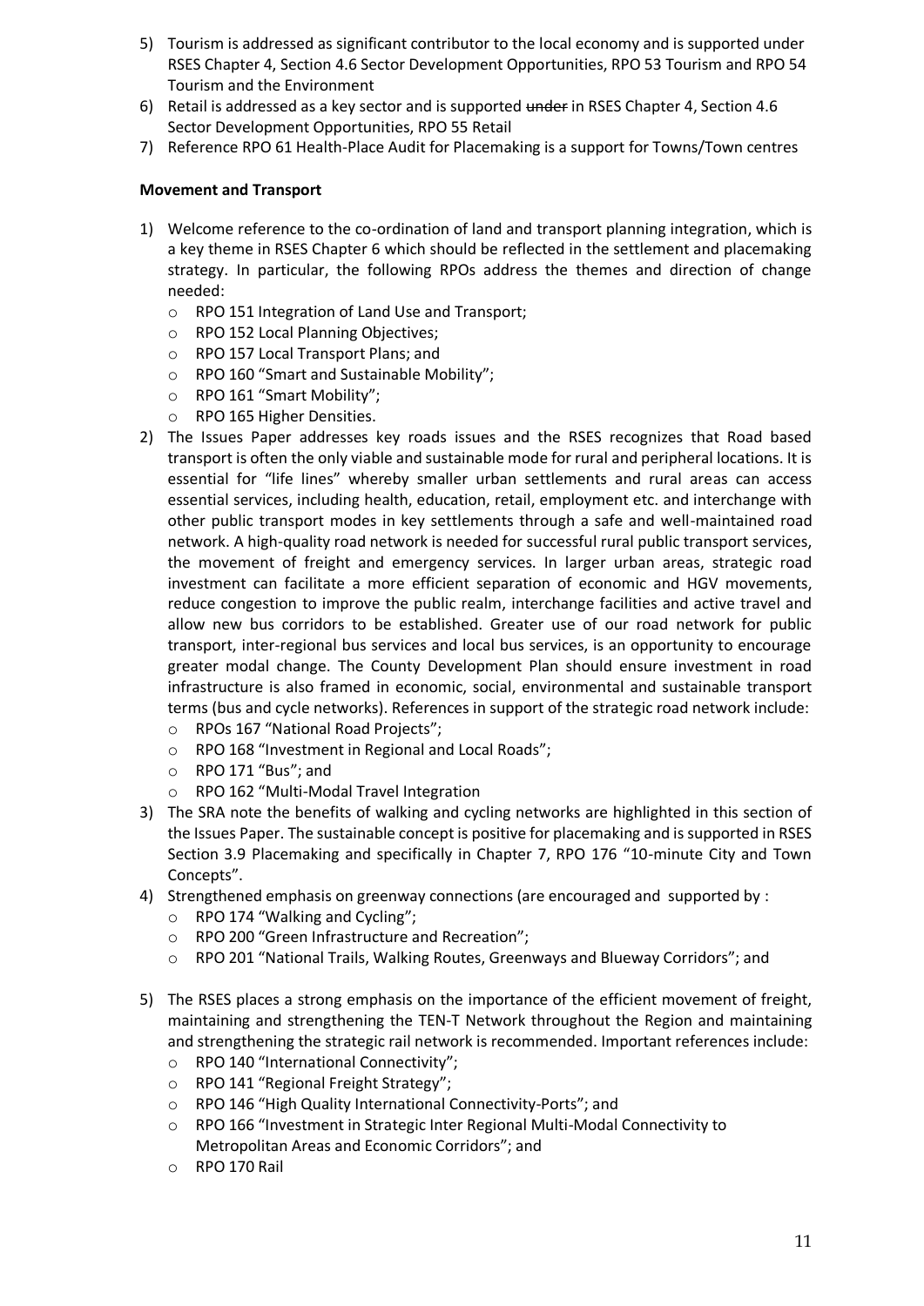5) Tourism is addressed as significant contributor to the local economy and is supported under RSES Chapter 4, Section 4.6 Sector Development Opportunities, RPO 53 Tourism and RPO 54 Tourism and the Environment
6) Retail is addressed as a key sector and is supported ~~under~~ in RSES Chapter 4, Section 4.6 Sector Development Opportunities, RPO 55 Retail
7) Reference RPO 61 Health-Place Audit for Placemaking is a support for Towns/Town centres

**Movement and Transport**

1) Welcome reference to the co-ordination of land and transport planning integration, which is a key theme in RSES Chapter 6 which should be reflected in the settlement and placemaking strategy. In particular, the following RPOs address the themes and direction of change needed:
   - RPO 151 Integration of Land Use and Transport;
   - RPO 152 Local Planning Objectives;
   - RPO 157 Local Transport Plans; and
   - RPO 160 "Smart and Sustainable Mobility";
   - RPO 161 "Smart Mobility";
   - RPO 165 Higher Densities.
2) The Issues Paper addresses key roads issues and the RSES recognizes that Road based transport is often the only viable and sustainable mode for rural and peripheral locations. It is essential for "life lines" whereby smaller urban settlements and rural areas can access essential services, including health, education, retail, employment etc. and interchange with other public transport modes in key settlements through a safe and well-maintained road network. A high-quality road network is needed for successful rural public transport services, the movement of freight and emergency services. In larger urban areas, strategic road investment can facilitate a more efficient separation of economic and HGV movements, reduce congestion to improve the public realm, interchange facilities and active travel and allow new bus corridors to be established. Greater use of our road network for public transport, inter-regional bus services and local bus services, is an opportunity to encourage greater modal change. The County Development Plan should ensure investment in road infrastructure is also framed in economic, social, environmental and sustainable transport terms (bus and cycle networks). References in support of the strategic road network include:
   - RPOs 167 "National Road Projects";
   - RPO 168 "Investment in Regional and Local Roads";
   - RPO 171 "Bus"; and
   - RPO 162 "Multi-Modal Travel Integration
3) The SRA note the benefits of walking and cycling networks are highlighted in this section of the Issues Paper. The sustainable concept is positive for placemaking and is supported in RSES Section 3.9 Placemaking and specifically in Chapter 7, RPO 176 "10-minute City and Town Concepts".
4) Strengthened emphasis on greenway connections (are encouraged and supported by :
   - RPO 174 "Walking and Cycling";
   - RPO 200 "Green Infrastructure and Recreation";
   - RPO 201 "National Trails, Walking Routes, Greenways and Blueway Corridors"; and
5) The RSES places a strong emphasis on the importance of the efficient movement of freight, maintaining and strengthening the TEN-T Network throughout the Region and maintaining and strengthening the strategic rail network is recommended. Important references include:
   - RPO 140 "International Connectivity";
   - RPO 141 "Regional Freight Strategy";
   - RPO 146 "High Quality International Connectivity-Ports"; and
   - RPO 166 "Investment in Strategic Inter Regional Multi-Modal Connectivity to Metropolitan Areas and Economic Corridors"; and
   - RPO 170 Rail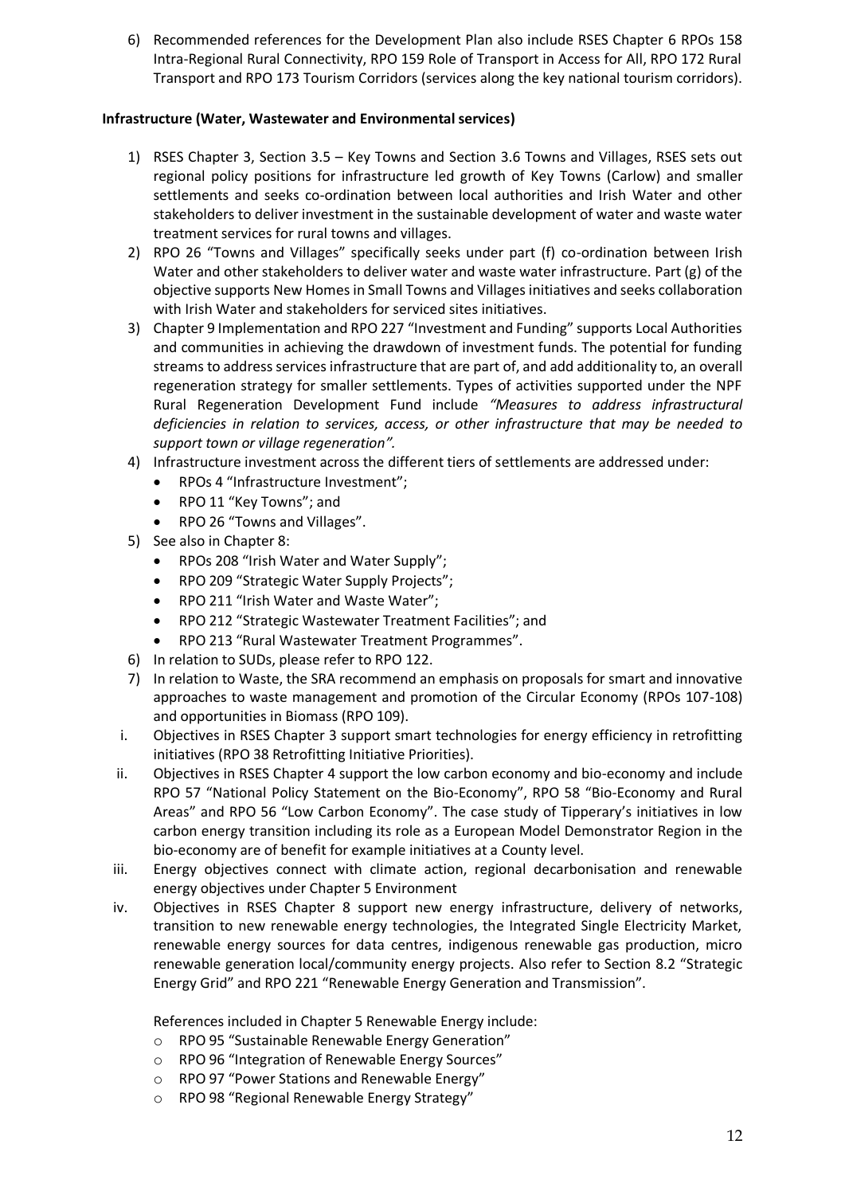6) Recommended references for the Development Plan also include RSES Chapter 6 RPOs 158 Intra-Regional Rural Connectivity, RPO 159 Role of Transport in Access for All, RPO 172 Rural Transport and RPO 173 Tourism Corridors (services along the key national tourism corridors).

**Infrastructure (Water, Wastewater and Environmental services)**

1) RSES Chapter 3, Section 3.5 – Key Towns and Section 3.6 Towns and Villages, RSES sets out regional policy positions for infrastructure led growth of Key Towns (Carlow) and smaller settlements and seeks co-ordination between local authorities and Irish Water and other stakeholders to deliver investment in the sustainable development of water and waste water treatment services for rural towns and villages.
2) RPO 26 "Towns and Villages" specifically seeks under part (f) co-ordination between Irish Water and other stakeholders to deliver water and waste water infrastructure. Part (g) of the objective supports New Homes in Small Towns and Villages initiatives and seeks collaboration with Irish Water and stakeholders for serviced sites initiatives.
3) Chapter 9 Implementation and RPO 227 "Investment and Funding" supports Local Authorities and communities in achieving the drawdown of investment funds. The potential for funding streams to address services infrastructure that are part of, and add additionality to, an overall regeneration strategy for smaller settlements. Types of activities supported under the NPF Rural Regeneration Development Fund include *"Measures to address infrastructural deficiencies in relation to services, access, or other infrastructure that may be needed to support town or village regeneration".*
4) Infrastructure investment across the different tiers of settlements are addressed under:
   - RPOs 4 "Infrastructure Investment";
   - RPO 11 "Key Towns"; and
   - RPO 26 "Towns and Villages".
5) See also in Chapter 8:
   - RPOs 208 "Irish Water and Water Supply";
   - RPO 209 "Strategic Water Supply Projects";
   - RPO 211 "Irish Water and Waste Water";
   - RPO 212 "Strategic Wastewater Treatment Facilities"; and
   - RPO 213 "Rural Wastewater Treatment Programmes".
6) In relation to SUDs, please refer to RPO 122.
7) In relation to Waste, the SRA recommend an emphasis on proposals for smart and innovative approaches to waste management and promotion of the Circular Economy (RPOs 107-108) and opportunities in Biomass (RPO 109).

i. Objectives in RSES Chapter 3 support smart technologies for energy efficiency in retrofitting initiatives (RPO 38 Retrofitting Initiative Priorities).

ii. Objectives in RSES Chapter 4 support the low carbon economy and bio-economy and include RPO 57 "National Policy Statement on the Bio-Economy", RPO 58 "Bio-Economy and Rural Areas" and RPO 56 "Low Carbon Economy". The case study of Tipperary's initiatives in low carbon energy transition including its role as a European Model Demonstrator Region in the bio-economy are of benefit for example initiatives at a County level.

iii. Energy objectives connect with climate action, regional decarbonisation and renewable energy objectives under Chapter 5 Environment

iv. Objectives in RSES Chapter 8 support new energy infrastructure, delivery of networks, transition to new renewable energy technologies, the Integrated Single Electricity Market, renewable energy sources for data centres, indigenous renewable gas production, micro renewable generation local/community energy projects. Also refer to Section 8.2 "Strategic Energy Grid" and RPO 221 "Renewable Energy Generation and Transmission".

References included in Chapter 5 Renewable Energy include:

- RPO 95 "Sustainable Renewable Energy Generation"
- RPO 96 "Integration of Renewable Energy Sources"
- RPO 97 "Power Stations and Renewable Energy"
- RPO 98 "Regional Renewable Energy Strategy"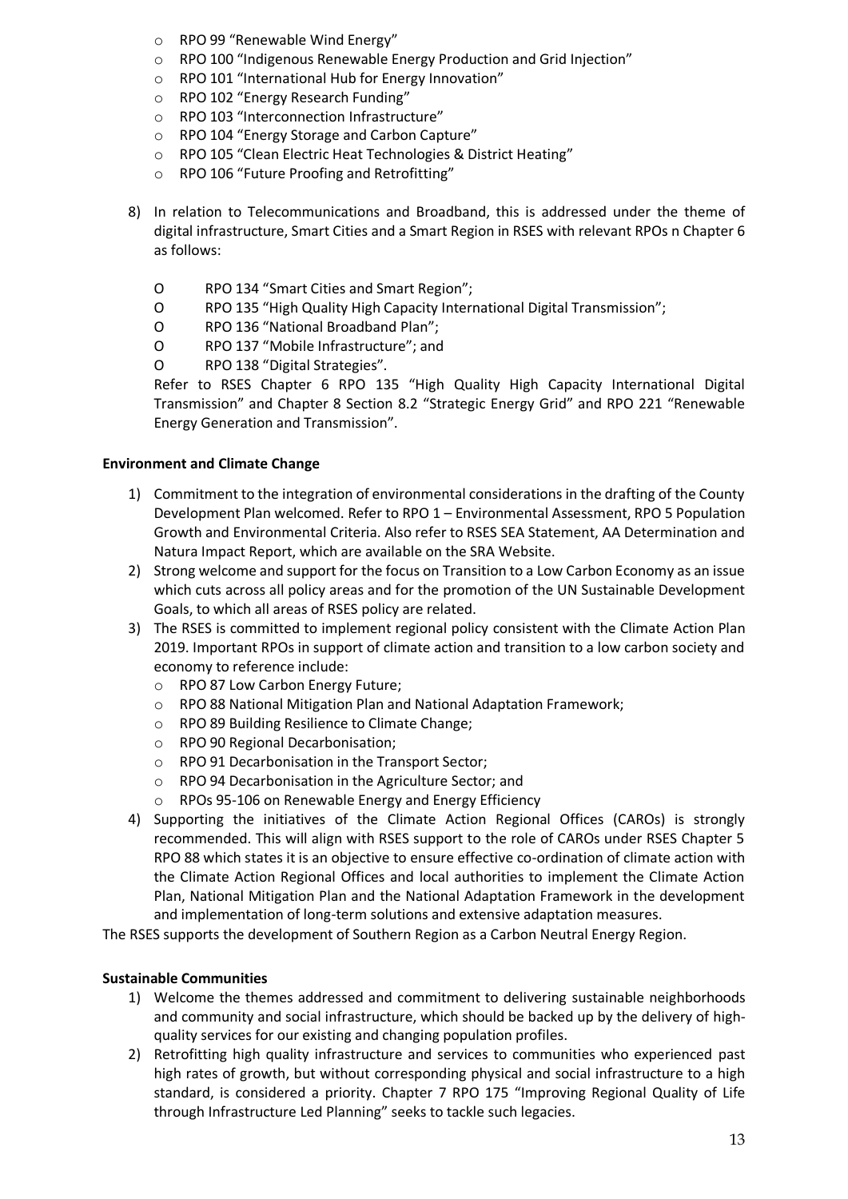- RPO 99 "Renewable Wind Energy"
- RPO 100 "Indigenous Renewable Energy Production and Grid Injection"
- RPO 101 "International Hub for Energy Innovation"
- RPO 102 "Energy Research Funding"
- RPO 103 "Interconnection Infrastructure"
- RPO 104 "Energy Storage and Carbon Capture"
- RPO 105 "Clean Electric Heat Technologies & District Heating"
- RPO 106 "Future Proofing and Retrofitting"

8) In relation to Telecommunications and Broadband, this is addressed under the theme of digital infrastructure, Smart Cities and a Smart Region in RSES with relevant RPOs n Chapter 6 as follows:

   - RPO 134 "Smart Cities and Smart Region";
   - RPO 135 "High Quality High Capacity International Digital Transmission";
   - RPO 136 "National Broadband Plan";
   - RPO 137 "Mobile Infrastructure"; and
   - RPO 138 "Digital Strategies".

   Refer to RSES Chapter 6 RPO 135 "High Quality High Capacity International Digital Transmission" and Chapter 8 Section 8.2 "Strategic Energy Grid" and RPO 221 "Renewable Energy Generation and Transmission".

**Environment and Climate Change**

1) Commitment to the integration of environmental considerations in the drafting of the County Development Plan welcomed. Refer to RPO 1 – Environmental Assessment, RPO 5 Population Growth and Environmental Criteria. Also refer to RSES SEA Statement, AA Determination and Natura Impact Report, which are available on the SRA Website.
2) Strong welcome and support for the focus on Transition to a Low Carbon Economy as an issue which cuts across all policy areas and for the promotion of the UN Sustainable Development Goals, to which all areas of RSES policy are related.
3) The RSES is committed to implement regional policy consistent with the Climate Action Plan 2019. Important RPOs in support of climate action and transition to a low carbon society and economy to reference include:
   - RPO 87 Low Carbon Energy Future;
   - RPO 88 National Mitigation Plan and National Adaptation Framework;
   - RPO 89 Building Resilience to Climate Change;
   - RPO 90 Regional Decarbonisation;
   - RPO 91 Decarbonisation in the Transport Sector;
   - RPO 94 Decarbonisation in the Agriculture Sector; and
   - RPOs 95-106 on Renewable Energy and Energy Efficiency
4) Supporting the initiatives of the Climate Action Regional Offices (CAROs) is strongly recommended. This will align with RSES support to the role of CAROs under RSES Chapter 5 RPO 88 which states it is an objective to ensure effective co-ordination of climate action with the Climate Action Regional Offices and local authorities to implement the Climate Action Plan, National Mitigation Plan and the National Adaptation Framework in the development and implementation of long-term solutions and extensive adaptation measures.

The RSES supports the development of Southern Region as a Carbon Neutral Energy Region.

**Sustainable Communities**

1) Welcome the themes addressed and commitment to delivering sustainable neighborhoods and community and social infrastructure, which should be backed up by the delivery of high-quality services for our existing and changing population profiles.
2) Retrofitting high quality infrastructure and services to communities who experienced past high rates of growth, but without corresponding physical and social infrastructure to a high standard, is considered a priority. Chapter 7 RPO 175 "Improving Regional Quality of Life through Infrastructure Led Planning" seeks to tackle such legacies.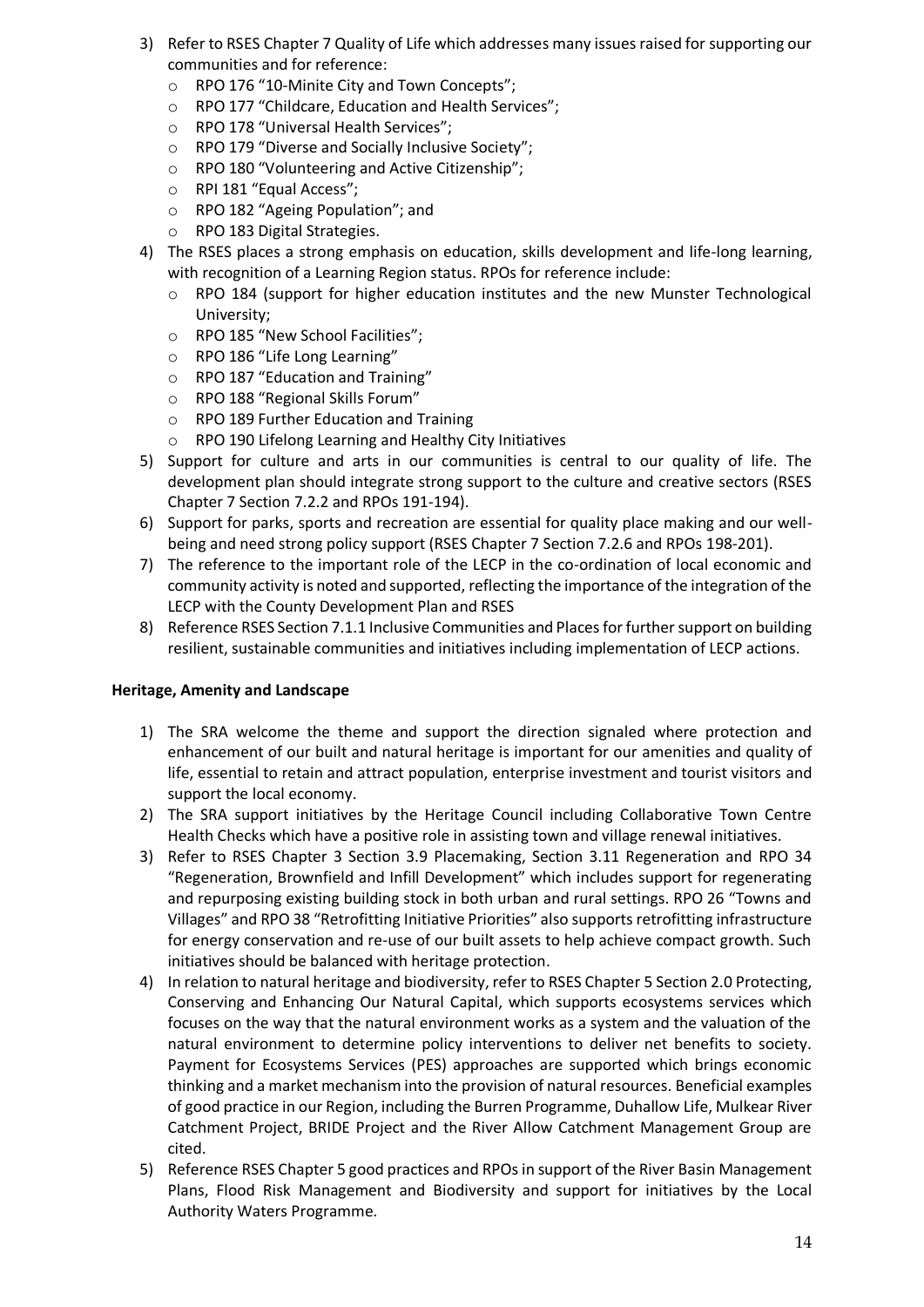3) Refer to RSES Chapter 7 Quality of Life which addresses many issues raised for supporting our communities and for reference:
   - RPO 176 "10-Minite City and Town Concepts";
   - RPO 177 "Childcare, Education and Health Services";
   - RPO 178 "Universal Health Services";
   - RPO 179 "Diverse and Socially Inclusive Society";
   - RPO 180 "Volunteering and Active Citizenship";
   - RPI 181 "Equal Access";
   - RPO 182 "Ageing Population"; and
   - RPO 183 Digital Strategies.
4) The RSES places a strong emphasis on education, skills development and life-long learning, with recognition of a Learning Region status. RPOs for reference include:
   - RPO 184 (support for higher education institutes and the new Munster Technological University;
   - RPO 185 "New School Facilities";
   - RPO 186 "Life Long Learning"
   - RPO 187 "Education and Training"
   - RPO 188 "Regional Skills Forum"
   - RPO 189 Further Education and Training
   - RPO 190 Lifelong Learning and Healthy City Initiatives
5) Support for culture and arts in our communities is central to our quality of life. The development plan should integrate strong support to the culture and creative sectors (RSES Chapter 7 Section 7.2.2 and RPOs 191-194).
6) Support for parks, sports and recreation are essential for quality place making and our well-being and need strong policy support (RSES Chapter 7 Section 7.2.6 and RPOs 198-201).
7) The reference to the important role of the LECP in the co-ordination of local economic and community activity is noted and supported, reflecting the importance of the integration of the LECP with the County Development Plan and RSES
8) Reference RSES Section 7.1.1 Inclusive Communities and Places for further support on building resilient, sustainable communities and initiatives including implementation of LECP actions.

**Heritage, Amenity and Landscape**

1) The SRA welcome the theme and support the direction signaled where protection and enhancement of our built and natural heritage is important for our amenities and quality of life, essential to retain and attract population, enterprise investment and tourist visitors and support the local economy.
2) The SRA support initiatives by the Heritage Council including Collaborative Town Centre Health Checks which have a positive role in assisting town and village renewal initiatives.
3) Refer to RSES Chapter 3 Section 3.9 Placemaking, Section 3.11 Regeneration and RPO 34 "Regeneration, Brownfield and Infill Development" which includes support for regenerating and repurposing existing building stock in both urban and rural settings. RPO 26 "Towns and Villages" and RPO 38 "Retrofitting Initiative Priorities" also supports retrofitting infrastructure for energy conservation and re-use of our built assets to help achieve compact growth. Such initiatives should be balanced with heritage protection.
4) In relation to natural heritage and biodiversity, refer to RSES Chapter 5 Section 2.0 Protecting, Conserving and Enhancing Our Natural Capital, which supports ecosystems services which focuses on the way that the natural environment works as a system and the valuation of the natural environment to determine policy interventions to deliver net benefits to society. Payment for Ecosystems Services (PES) approaches are supported which brings economic thinking and a market mechanism into the provision of natural resources. Beneficial examples of good practice in our Region, including the Burren Programme, Duhallow Life, Mulkear River Catchment Project, BRIDE Project and the River Allow Catchment Management Group are cited.
5) Reference RSES Chapter 5 good practices and RPOs in support of the River Basin Management Plans, Flood Risk Management and Biodiversity and support for initiatives by the Local Authority Waters Programme.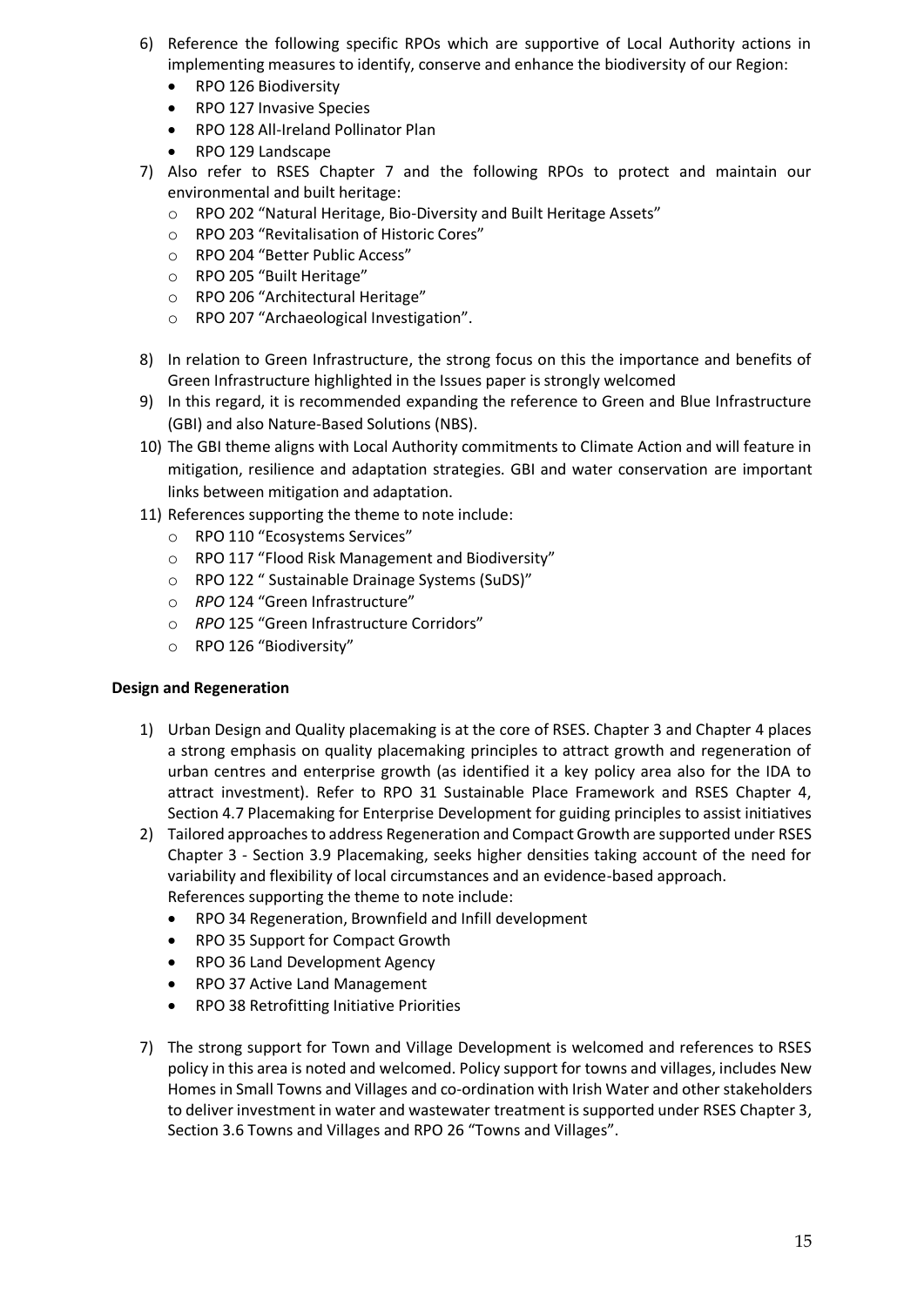6) Reference the following specific RPOs which are supportive of Local Authority actions in implementing measures to identify, conserve and enhance the biodiversity of our Region:
   - RPO 126 Biodiversity
   - RPO 127 Invasive Species
   - RPO 128 All-Ireland Pollinator Plan
   - RPO 129 Landscape
7) Also refer to RSES Chapter 7 and the following RPOs to protect and maintain our environmental and built heritage:
   - RPO 202 "Natural Heritage, Bio-Diversity and Built Heritage Assets"
   - RPO 203 "Revitalisation of Historic Cores"
   - RPO 204 "Better Public Access"
   - RPO 205 "Built Heritage"
   - RPO 206 "Architectural Heritage"
   - RPO 207 "Archaeological Investigation".
8) In relation to Green Infrastructure, the strong focus on this the importance and benefits of Green Infrastructure highlighted in the Issues paper is strongly welcomed
9) In this regard, it is recommended expanding the reference to Green and Blue Infrastructure (GBI) and also Nature-Based Solutions (NBS).
10) The GBI theme aligns with Local Authority commitments to Climate Action and will feature in mitigation, resilience and adaptation strategies. GBI and water conservation are important links between mitigation and adaptation.
11) References supporting the theme to note include:
    - RPO 110 "Ecosystems Services"
    - RPO 117 "Flood Risk Management and Biodiversity"
    - RPO 122 " Sustainable Drainage Systems (SuDS)"
    - *RPO* 124 "Green Infrastructure"
    - *RPO* 125 "Green Infrastructure Corridors"
    - RPO 126 "Biodiversity"

**Design and Regeneration**

1) Urban Design and Quality placemaking is at the core of RSES. Chapter 3 and Chapter 4 places a strong emphasis on quality placemaking principles to attract growth and regeneration of urban centres and enterprise growth (as identified it a key policy area also for the IDA to attract investment). Refer to RPO 31 Sustainable Place Framework and RSES Chapter 4, Section 4.7 Placemaking for Enterprise Development for guiding principles to assist initiatives
2) Tailored approaches to address Regeneration and Compact Growth are supported under RSES Chapter 3 - Section 3.9 Placemaking, seeks higher densities taking account of the need for variability and flexibility of local circumstances and an evidence-based approach.
   References supporting the theme to note include:
   - RPO 34 Regeneration, Brownfield and Infill development
   - RPO 35 Support for Compact Growth
   - RPO 36 Land Development Agency
   - RPO 37 Active Land Management
   - RPO 38 Retrofitting Initiative Priorities

7) The strong support for Town and Village Development is welcomed and references to RSES policy in this area is noted and welcomed. Policy support for towns and villages, includes New Homes in Small Towns and Villages and co-ordination with Irish Water and other stakeholders to deliver investment in water and wastewater treatment is supported under RSES Chapter 3, Section 3.6 Towns and Villages and RPO 26 "Towns and Villages".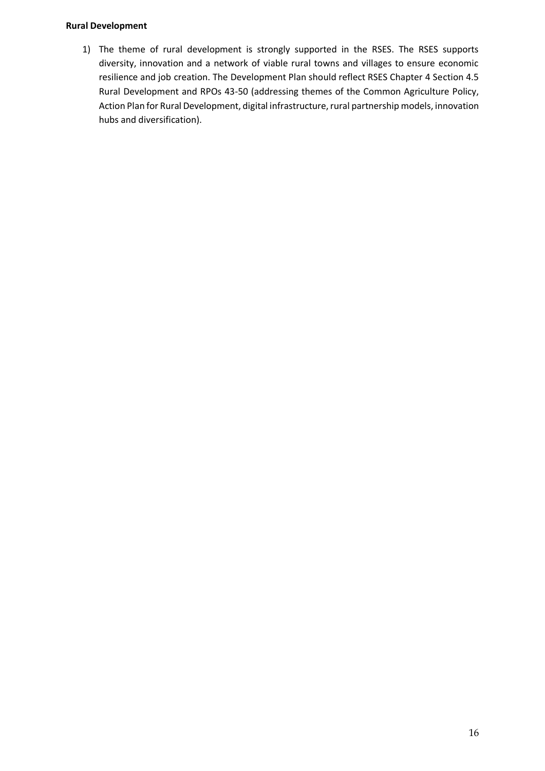**Rural Development**

1) The theme of rural development is strongly supported in the RSES. The RSES supports diversity, innovation and a network of viable rural towns and villages to ensure economic resilience and job creation. The Development Plan should reflect RSES Chapter 4 Section 4.5 Rural Development and RPOs 43-50 (addressing themes of the Common Agriculture Policy, Action Plan for Rural Development, digital infrastructure, rural partnership models, innovation hubs and diversification).